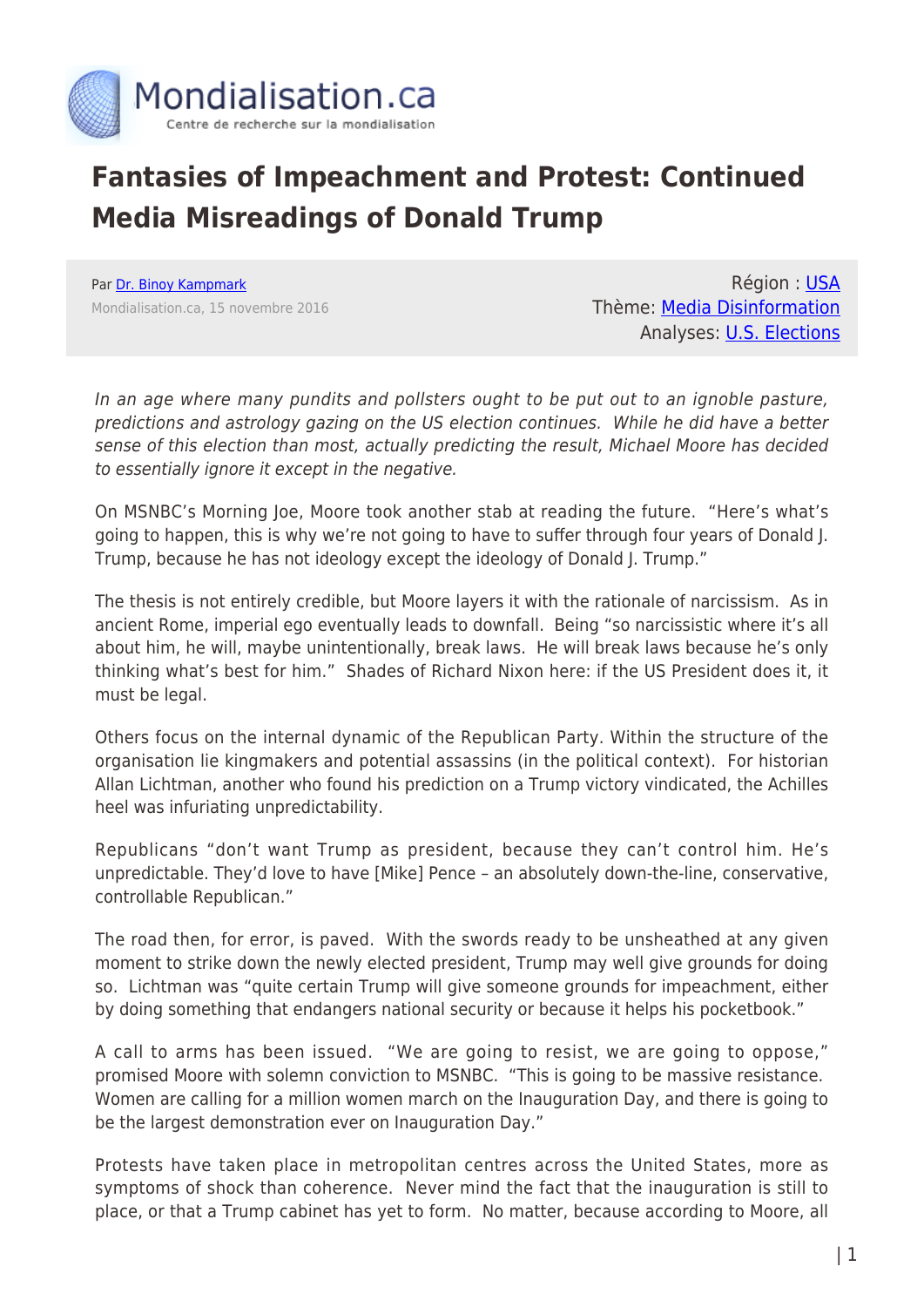# Fantasies of Impeachment and Protest: Continued Media Misreadings of Donald Trump

Par Dr. Binoy Kampmark

Mondialisation.ca, 15 novembre 2016

Région : USA
Thème: Media Disinformation
Analyses: U.S. Elections

*In an age where many pundits and pollsters ought to be put out to an ignoble pasture, predictions and astrology gazing on the US election continues. While he did have a better sense of this election than most, actually predicting the result, Michael Moore has decided to essentially ignore it except in the negative.*

On MSNBC's Morning Joe, Moore took another stab at reading the future. "Here's what's going to happen, this is why we're not going to have to suffer through four years of Donald J. Trump, because he has not ideology except the ideology of Donald J. Trump."

The thesis is not entirely credible, but Moore layers it with the rationale of narcissism. As in ancient Rome, imperial ego eventually leads to downfall. Being "so narcissistic where it's all about him, he will, maybe unintentionally, break laws. He will break laws because he's only thinking what's best for him." Shades of Richard Nixon here: if the US President does it, it must be legal.

Others focus on the internal dynamic of the Republican Party. Within the structure of the organisation lie kingmakers and potential assassins (in the political context). For historian Allan Lichtman, another who found his prediction on a Trump victory vindicated, the Achilles heel was infuriating unpredictability.

Republicans "don't want Trump as president, because they can't control him. He's unpredictable. They'd love to have [Mike] Pence – an absolutely down-the-line, conservative, controllable Republican."

The road then, for error, is paved. With the swords ready to be unsheathed at any given moment to strike down the newly elected president, Trump may well give grounds for doing so. Lichtman was "quite certain Trump will give someone grounds for impeachment, either by doing something that endangers national security or because it helps his pocketbook."

A call to arms has been issued. "We are going to resist, we are going to oppose," promised Moore with solemn conviction to MSNBC. "This is going to be massive resistance. Women are calling for a million women march on the Inauguration Day, and there is going to be the largest demonstration ever on Inauguration Day."

Protests have taken place in metropolitan centres across the United States, more as symptoms of shock than coherence. Never mind the fact that the inauguration is still to place, or that a Trump cabinet has yet to form. No matter, because according to Moore, all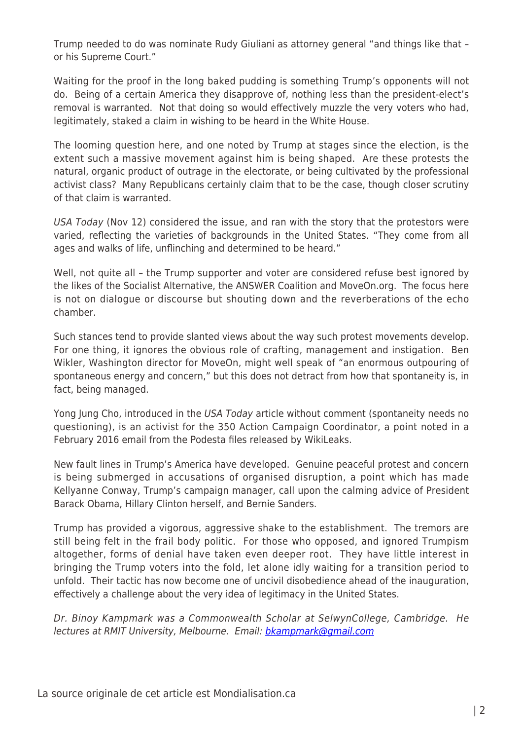Trump needed to do was nominate Rudy Giuliani as attorney general "and things like that – or his Supreme Court."

Waiting for the proof in the long baked pudding is something Trump's opponents will not do. Being of a certain America they disapprove of, nothing less than the president-elect's removal is warranted. Not that doing so would effectively muzzle the very voters who had, legitimately, staked a claim in wishing to be heard in the White House.

The looming question here, and one noted by Trump at stages since the election, is the extent such a massive movement against him is being shaped. Are these protests the natural, organic product of outrage in the electorate, or being cultivated by the professional activist class? Many Republicans certainly claim that to be the case, though closer scrutiny of that claim is warranted.

*USA Today* (Nov 12) considered the issue, and ran with the story that the protestors were varied, reflecting the varieties of backgrounds in the United States. "They come from all ages and walks of life, unflinching and determined to be heard."

Well, not quite all – the Trump supporter and voter are considered refuse best ignored by the likes of the Socialist Alternative, the ANSWER Coalition and MoveOn.org. The focus here is not on dialogue or discourse but shouting down and the reverberations of the echo chamber.

Such stances tend to provide slanted views about the way such protest movements develop. For one thing, it ignores the obvious role of crafting, management and instigation. Ben Wikler, Washington director for MoveOn, might well speak of "an enormous outpouring of spontaneous energy and concern," but this does not detract from how that spontaneity is, in fact, being managed.

Yong Jung Cho, introduced in the *USA Today* article without comment (spontaneity needs no questioning), is an activist for the 350 Action Campaign Coordinator, a point noted in a February 2016 email from the Podesta files released by WikiLeaks.

New fault lines in Trump's America have developed. Genuine peaceful protest and concern is being submerged in accusations of organised disruption, a point which has made Kellyanne Conway, Trump's campaign manager, call upon the calming advice of President Barack Obama, Hillary Clinton herself, and Bernie Sanders.

Trump has provided a vigorous, aggressive shake to the establishment. The tremors are still being felt in the frail body politic. For those who opposed, and ignored Trumpism altogether, forms of denial have taken even deeper root. They have little interest in bringing the Trump voters into the fold, let alone idly waiting for a transition period to unfold. Their tactic has now become one of uncivil disobedience ahead of the inauguration, effectively a challenge about the very idea of legitimacy in the United States.

*Dr. Binoy Kampmark was a Commonwealth Scholar at SelwynCollege, Cambridge. He lectures at RMIT University, Melbourne. Email: [bkampmark@gmail.com](mailto:bkampmark@gmail.com)*

La source originale de cet article est Mondialisation.ca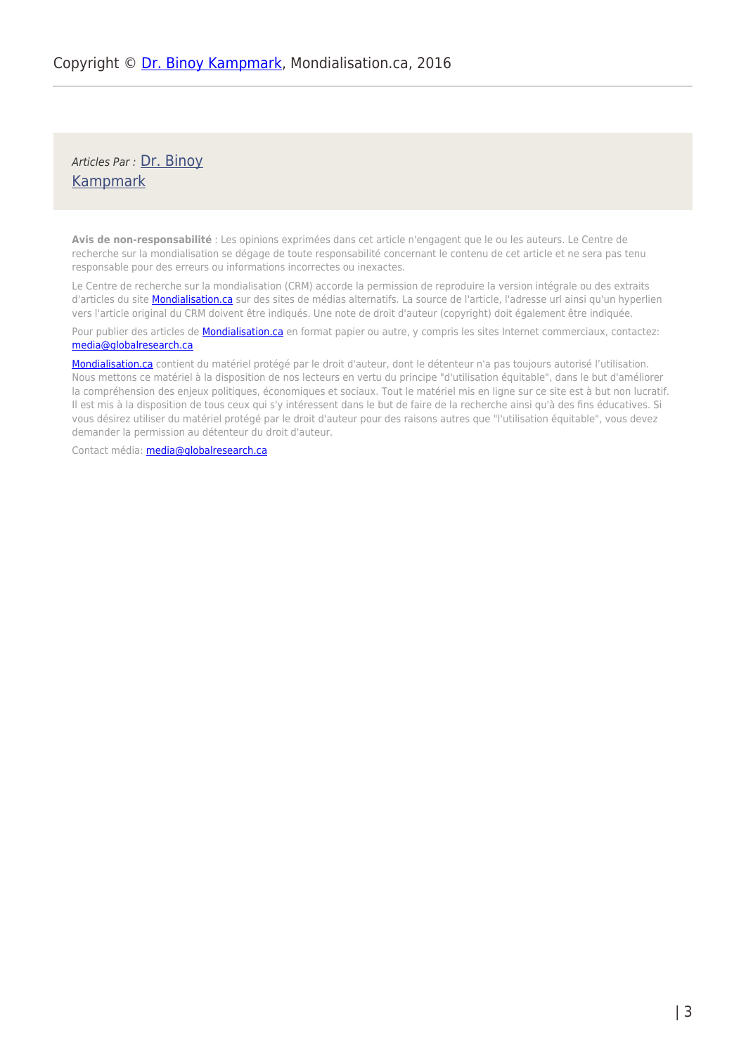Copyright © Dr. Binoy Kampmark, Mondialisation.ca, 2016

---

*Articles Par :* Dr. Binoy Kampmark

**Avis de non-responsabilité** : Les opinions exprimées dans cet article n'engagent que le ou les auteurs. Le Centre de recherche sur la mondialisation se dégage de toute responsabilité concernant le contenu de cet article et ne sera pas tenu responsable pour des erreurs ou informations incorrectes ou inexactes.

Le Centre de recherche sur la mondialisation (CRM) accorde la permission de reproduire la version intégrale ou des extraits d'articles du site Mondialisation.ca sur des sites de médias alternatifs. La source de l'article, l'adresse url ainsi qu'un hyperlien vers l'article original du CRM doivent être indiqués. Une note de droit d'auteur (copyright) doit également être indiquée.

Pour publier des articles de Mondialisation.ca en format papier ou autre, y compris les sites Internet commerciaux, contactez: media@globalresearch.ca

Mondialisation.ca contient du matériel protégé par le droit d'auteur, dont le détenteur n'a pas toujours autorisé l'utilisation. Nous mettons ce matériel à la disposition de nos lecteurs en vertu du principe "d'utilisation équitable", dans le but d'améliorer la compréhension des enjeux politiques, économiques et sociaux. Tout le matériel mis en ligne sur ce site est à but non lucratif. Il est mis à la disposition de tous ceux qui s'y intéressent dans le but de faire de la recherche ainsi qu'à des fins éducatives. Si vous désirez utiliser du matériel protégé par le droit d'auteur pour des raisons autres que "l'utilisation équitable", vous devez demander la permission au détenteur du droit d'auteur.

Contact média: media@globalresearch.ca